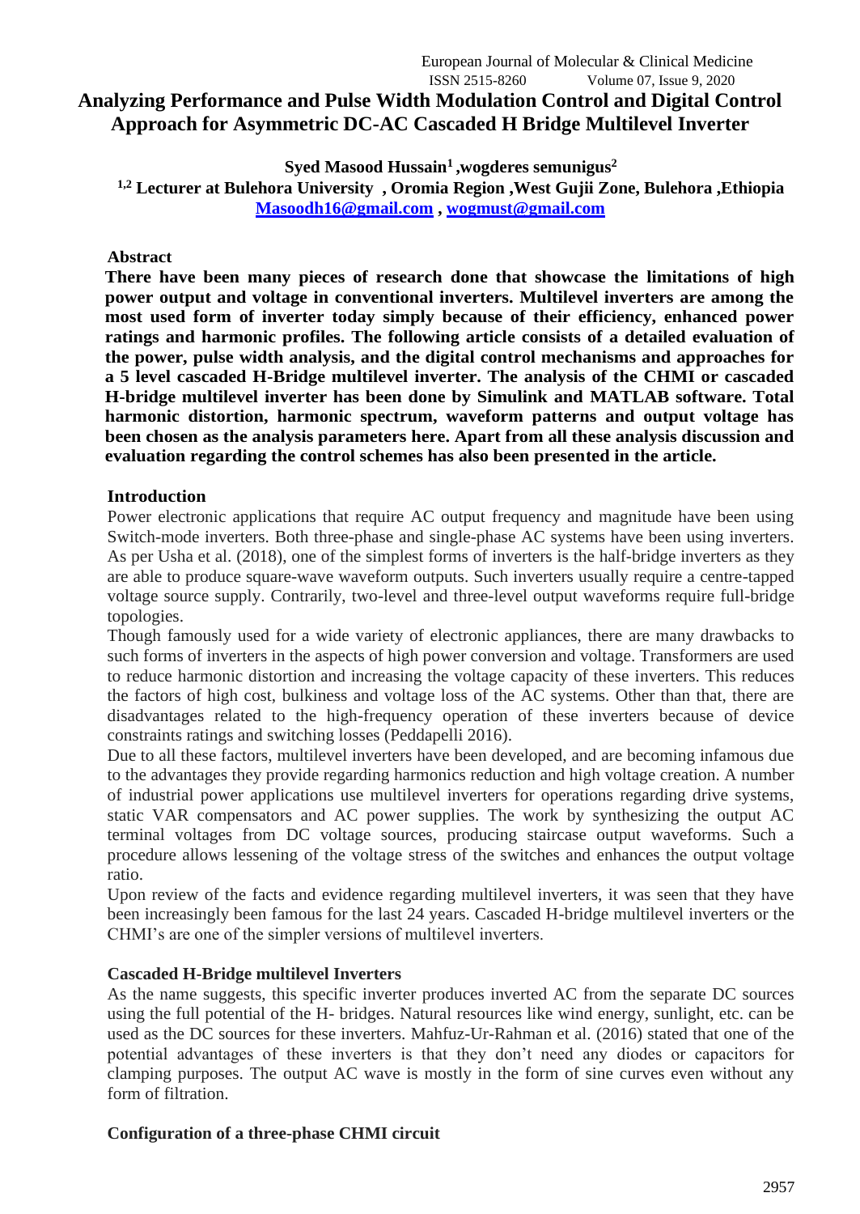# Analyzing Performance and Pulse Width Modulation Control and Digital Control Approach for Asymmetric DC-AC Cascaded H Bridge Multilevel Inverter

**Syed Masood Hussain[1] ,wogderes semunigus[2]**

**[1,2] Lecturer at Bulehora University , Oromia Region ,West Gujii Zone, Bulehora ,Ethiopia**

Masoodh16@gmail.com , wogmust@gmail.com

## Abstract

**There have been many pieces of research done that showcase the limitations of high power output and voltage in conventional inverters. Multilevel inverters are among the most used form of inverter today simply because of their efficiency, enhanced power ratings and harmonic profiles. The following article consists of a detailed evaluation of the power, pulse width analysis, and the digital control mechanisms and approaches for a 5 level cascaded H-Bridge multilevel inverter. The analysis of the CHMI or cascaded H-bridge multilevel inverter has been done by Simulink and MATLAB software. Total harmonic distortion, harmonic spectrum, waveform patterns and output voltage has been chosen as the analysis parameters here. Apart from all these analysis discussion and evaluation regarding the control schemes has also been presented in the article.**

## Introduction

Power electronic applications that require AC output frequency and magnitude have been using Switch-mode inverters. Both three-phase and single-phase AC systems have been using inverters. As per Usha et al. (2018), one of the simplest forms of inverters is the half-bridge inverters as they are able to produce square-wave waveform outputs. Such inverters usually require a centre-tapped voltage source supply. Contrarily, two-level and three-level output waveforms require full-bridge topologies.

Though famously used for a wide variety of electronic appliances, there are many drawbacks to such forms of inverters in the aspects of high power conversion and voltage. Transformers are used to reduce harmonic distortion and increasing the voltage capacity of these inverters. This reduces the factors of high cost, bulkiness and voltage loss of the AC systems. Other than that, there are disadvantages related to the high-frequency operation of these inverters because of device constraints ratings and switching losses (Peddapelli 2016).

Due to all these factors, multilevel inverters have been developed, and are becoming infamous due to the advantages they provide regarding harmonics reduction and high voltage creation. A number of industrial power applications use multilevel inverters for operations regarding drive systems, static VAR compensators and AC power supplies. The work by synthesizing the output AC terminal voltages from DC voltage sources, producing staircase output waveforms. Such a procedure allows lessening of the voltage stress of the switches and enhances the output voltage ratio.

Upon review of the facts and evidence regarding multilevel inverters, it was seen that they have been increasingly been famous for the last 24 years. Cascaded H-bridge multilevel inverters or the CHMI's are one of the simpler versions of multilevel inverters.

## Cascaded H-Bridge multilevel Inverters

As the name suggests, this specific inverter produces inverted AC from the separate DC sources using the full potential of the H- bridges. Natural resources like wind energy, sunlight, etc. can be used as the DC sources for these inverters. Mahfuz-Ur-Rahman et al. (2016) stated that one of the potential advantages of these inverters is that they don't need any diodes or capacitors for clamping purposes. The output AC wave is mostly in the form of sine curves even without any form of filtration.

## Configuration of a three-phase CHMI circuit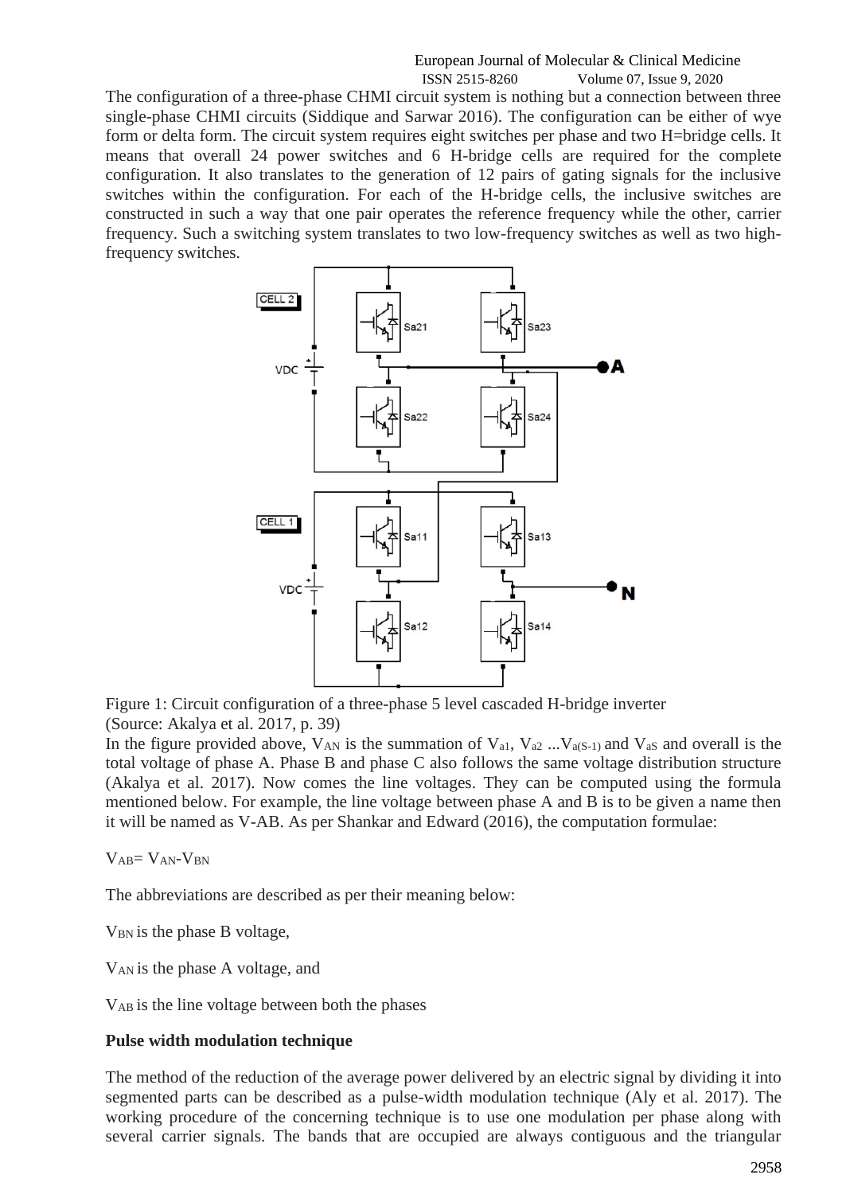The configuration of a three-phase CHMI circuit system is nothing but a connection between three single-phase CHMI circuits (Siddique and Sarwar 2016). The configuration can be either of wye form or delta form. The circuit system requires eight switches per phase and two H=bridge cells. It means that overall 24 power switches and 6 H-bridge cells are required for the complete configuration. It also translates to the generation of 12 pairs of gating signals for the inclusive switches within the configuration. For each of the H-bridge cells, the inclusive switches are constructed in such a way that one pair operates the reference frequency while the other, carrier frequency. Such a switching system translates to two low-frequency switches as well as two high-frequency switches.

Figure 1: Circuit configuration of a three-phase 5 level cascaded H-bridge inverter
(Source: Akalya et al. 2017, p. 39)

In the figure provided above, $V_{AN}$ is the summation of $V_{a1}$, $V_{a2}$ ...$V_{a(S-1)}$ and $V_{aS}$ and overall is the total voltage of phase A. Phase B and phase C also follows the same voltage distribution structure (Akalya et al. 2017). Now comes the line voltages. They can be computed using the formula mentioned below. For example, the line voltage between phase A and B is to be given a name then it will be named as V-AB. As per Shankar and Edward (2016), the computation formulae:

$V_{AB} = V_{AN} - V_{BN}$

The abbreviations are described as per their meaning below:

$V_{BN}$ is the phase B voltage,

$V_{AN}$ is the phase A voltage, and

$V_{AB}$ is the line voltage between both the phases

**Pulse width modulation technique**

The method of the reduction of the average power delivered by an electric signal by dividing it into segmented parts can be described as a pulse-width modulation technique (Aly et al. 2017). The working procedure of the concerning technique is to use one modulation per phase along with several carrier signals. The bands that are occupied are always contiguous and the triangular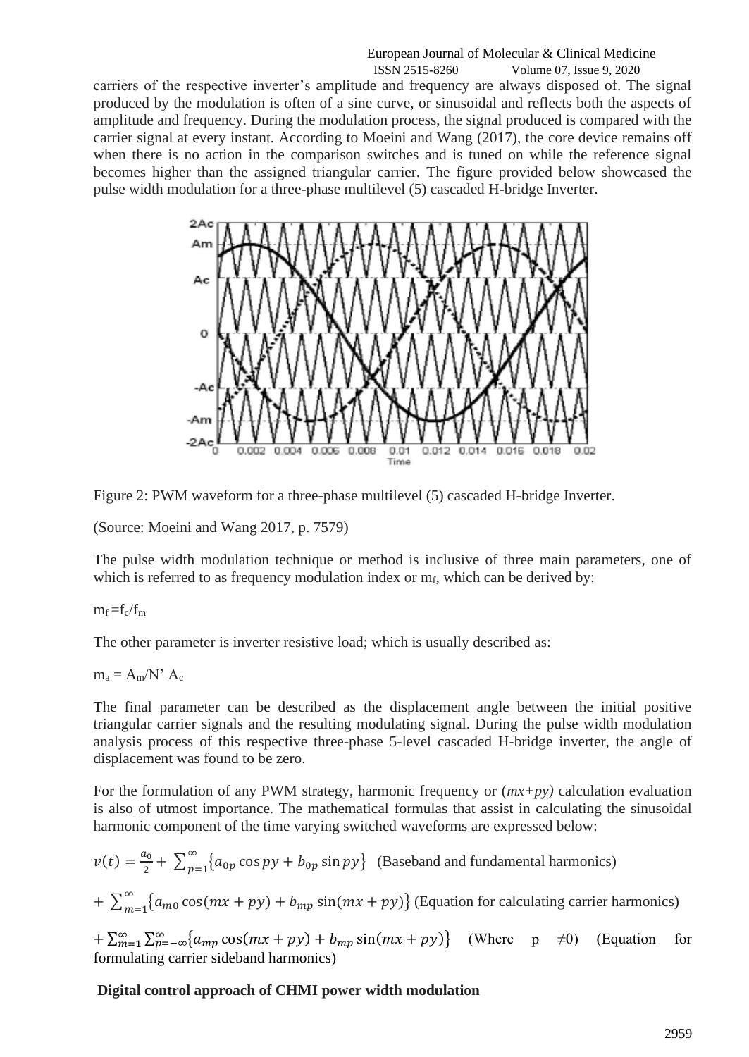carriers of the respective inverter's amplitude and frequency are always disposed of. The signal produced by the modulation is often of a sine curve, or sinusoidal and reflects both the aspects of amplitude and frequency. During the modulation process, the signal produced is compared with the carrier signal at every instant. According to Moeini and Wang (2017), the core device remains off when there is no action in the comparison switches and is tuned on while the reference signal becomes higher than the assigned triangular carrier. The figure provided below showcased the pulse width modulation for a three-phase multilevel (5) cascaded H-bridge Inverter.

Figure 2: PWM waveform for a three-phase multilevel (5) cascaded H-bridge Inverter.

(Source: Moeini and Wang 2017, p. 7579)

The pulse width modulation technique or method is inclusive of three main parameters, one of which is referred to as frequency modulation index or $m_f$, which can be derived by:

$m_f = f_c/f_m$

The other parameter is inverter resistive load; which is usually described as:

$m_a = A_m/N' A_c$

The final parameter can be described as the displacement angle between the initial positive triangular carrier signals and the resulting modulating signal. During the pulse width modulation analysis process of this respective three-phase 5-level cascaded H-bridge inverter, the angle of displacement was found to be zero.

For the formulation of any PWM strategy, harmonic frequency or $(mx+py)$ calculation evaluation is also of utmost importance. The mathematical formulas that assist in calculating the sinusoidal harmonic component of the time varying switched waveforms are expressed below:

$v(t) = \frac{a_0}{2} + \sum_{p=1}^{\infty}\{a_{0p}\cos py + b_{0p}\sin py\}$ (Baseband and fundamental harmonics)

$+ \sum_{m=1}^{\infty}\{a_{m0}\cos(mx+py) + b_{mp}\sin(mx+py)\}$ (Equation for calculating carrier harmonics)

$+ \sum_{m=1}^{\infty}\sum_{p=-\infty}^{\infty}\{a_{mp}\cos(mx+py) + b_{mp}\sin(mx+py)\}$ (Where $p \neq 0$) (Equation for formulating carrier sideband harmonics)

**Digital control approach of CHMI power width modulation**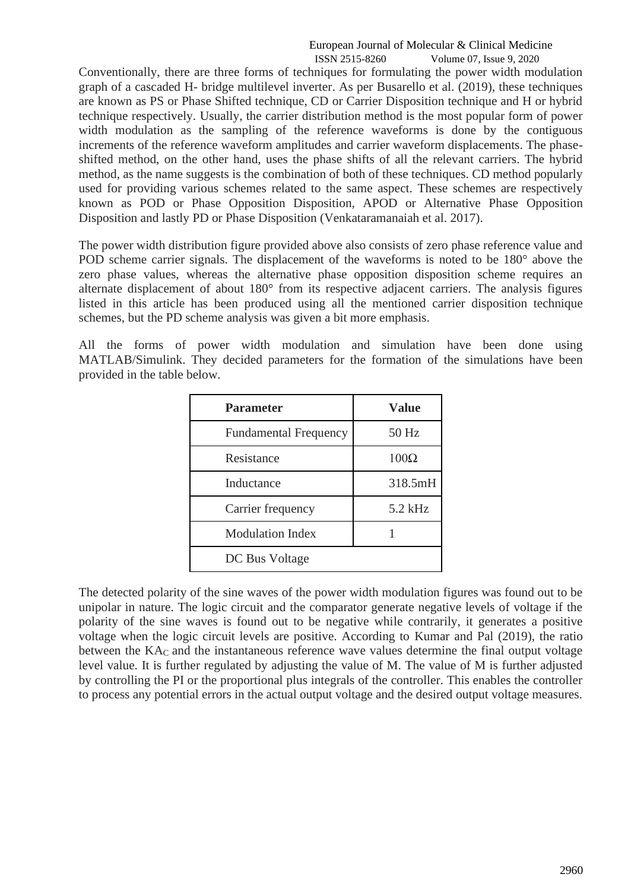Conventionally, there are three forms of techniques for formulating the power width modulation graph of a cascaded H- bridge multilevel inverter. As per Busarello et al. (2019), these techniques are known as PS or Phase Shifted technique, CD or Carrier Disposition technique and H or hybrid technique respectively. Usually, the carrier distribution method is the most popular form of power width modulation as the sampling of the reference waveforms is done by the contiguous increments of the reference waveform amplitudes and carrier waveform displacements. The phase-shifted method, on the other hand, uses the phase shifts of all the relevant carriers. The hybrid method, as the name suggests is the combination of both of these techniques. CD method popularly used for providing various schemes related to the same aspect. These schemes are respectively known as POD or Phase Opposition Disposition, APOD or Alternative Phase Opposition Disposition and lastly PD or Phase Disposition (Venkataramanaiah et al. 2017).

The power width distribution figure provided above also consists of zero phase reference value and POD scheme carrier signals. The displacement of the waveforms is noted to be 180° above the zero phase values, whereas the alternative phase opposition disposition scheme requires an alternate displacement of about 180° from its respective adjacent carriers. The analysis figures listed in this article has been produced using all the mentioned carrier disposition technique schemes, but the PD scheme analysis was given a bit more emphasis.

All the forms of power width modulation and simulation have been done using MATLAB/Simulink. They decided parameters for the formation of the simulations have been provided in the table below.

| **Parameter** | **Value** |
|---|---|
| Fundamental Frequency | 50 Hz |
| Resistance | 100Ω |
| Inductance | 318.5mH |
| Carrier frequency | 5.2 kHz |
| Modulation Index | 1 |
| DC Bus Voltage | |

The detected polarity of the sine waves of the power width modulation figures was found out to be unipolar in nature. The logic circuit and the comparator generate negative levels of voltage if the polarity of the sine waves is found out to be negative while contrarily, it generates a positive voltage when the logic circuit levels are positive. According to Kumar and Pal (2019), the ratio between the $KA_C$ and the instantaneous reference wave values determine the final output voltage level value. It is further regulated by adjusting the value of M. The value of M is further adjusted by controlling the PI or the proportional plus integrals of the controller. This enables the controller to process any potential errors in the actual output voltage and the desired output voltage measures.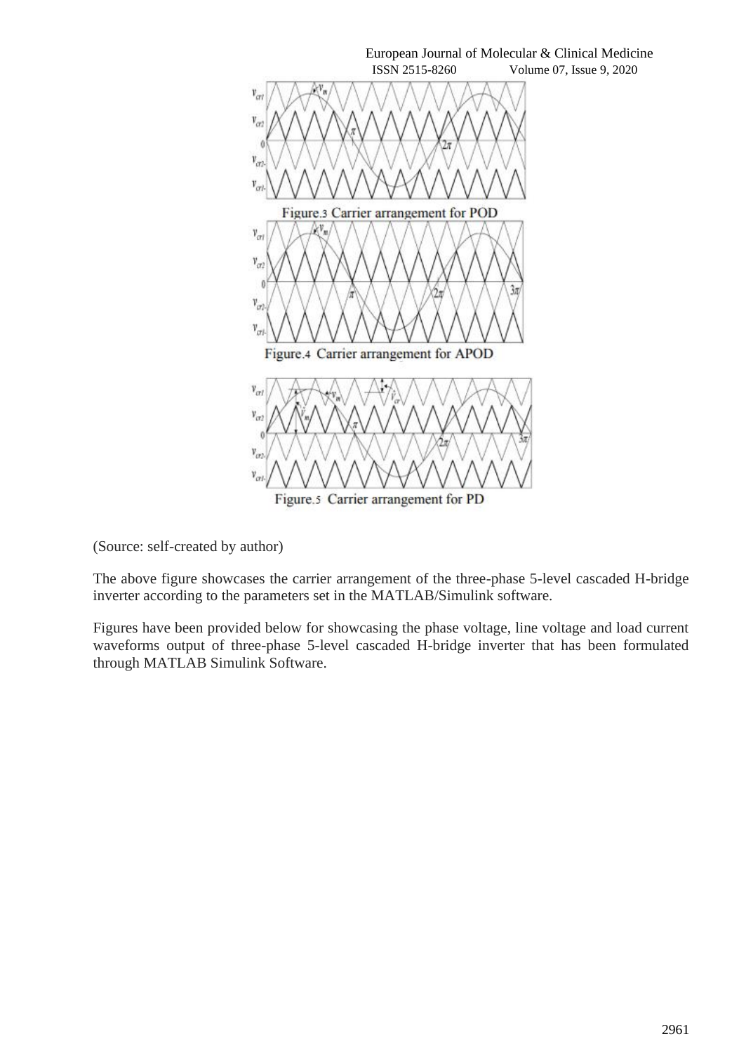Figure.3 Carrier arrangement for POD

Figure.4 Carrier arrangement for APOD

Figure.5 Carrier arrangement for PD

(Source: self-created by author)

The above figure showcases the carrier arrangement of the three-phase 5-level cascaded H-bridge inverter according to the parameters set in the MATLAB/Simulink software.

Figures have been provided below for showcasing the phase voltage, line voltage and load current waveforms output of three-phase 5-level cascaded H-bridge inverter that has been formulated through MATLAB Simulink Software.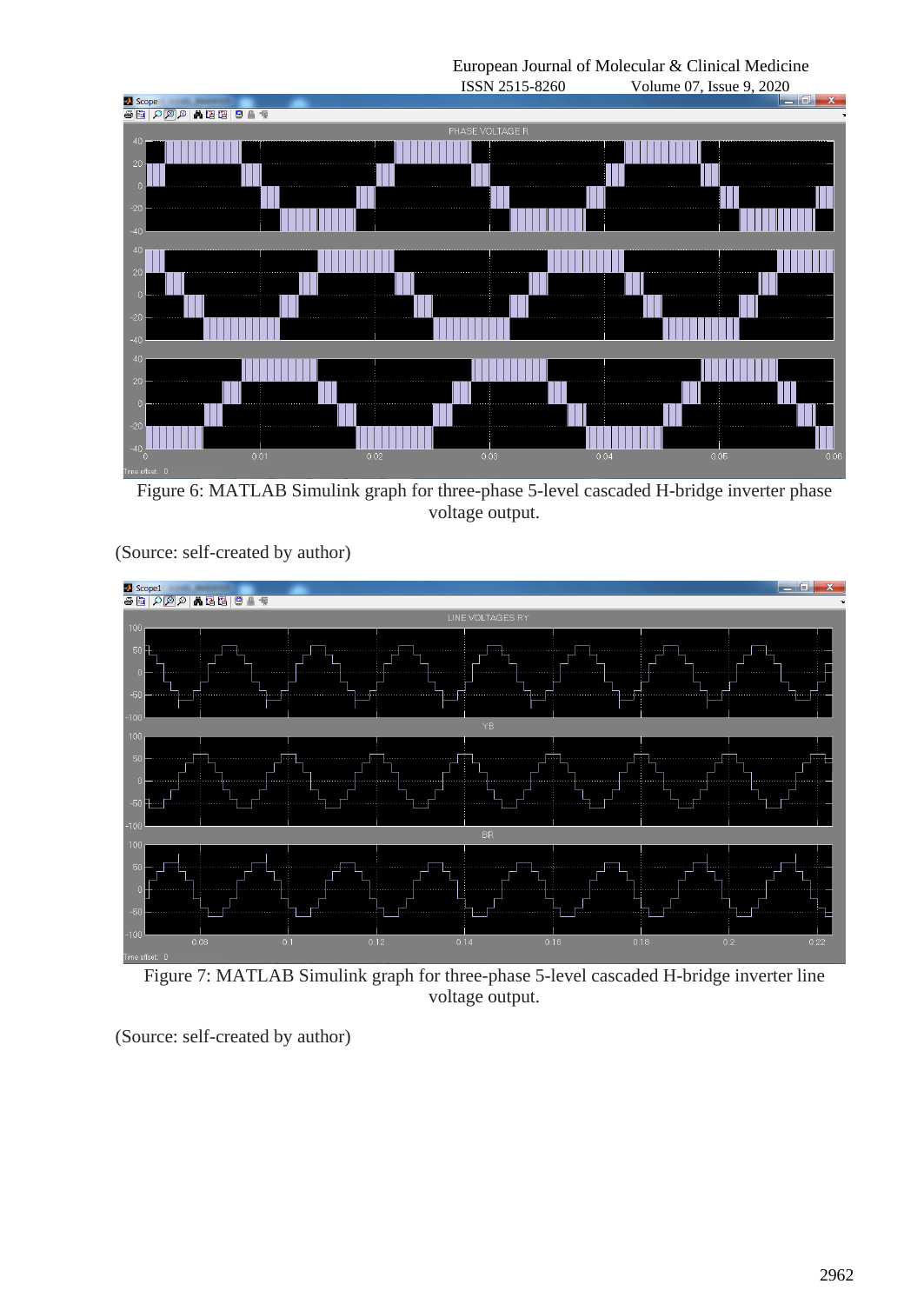Figure 6: MATLAB Simulink graph for three-phase 5-level cascaded H-bridge inverter phase voltage output.

(Source: self-created by author)

Figure 7: MATLAB Simulink graph for three-phase 5-level cascaded H-bridge inverter line voltage output.

(Source: self-created by author)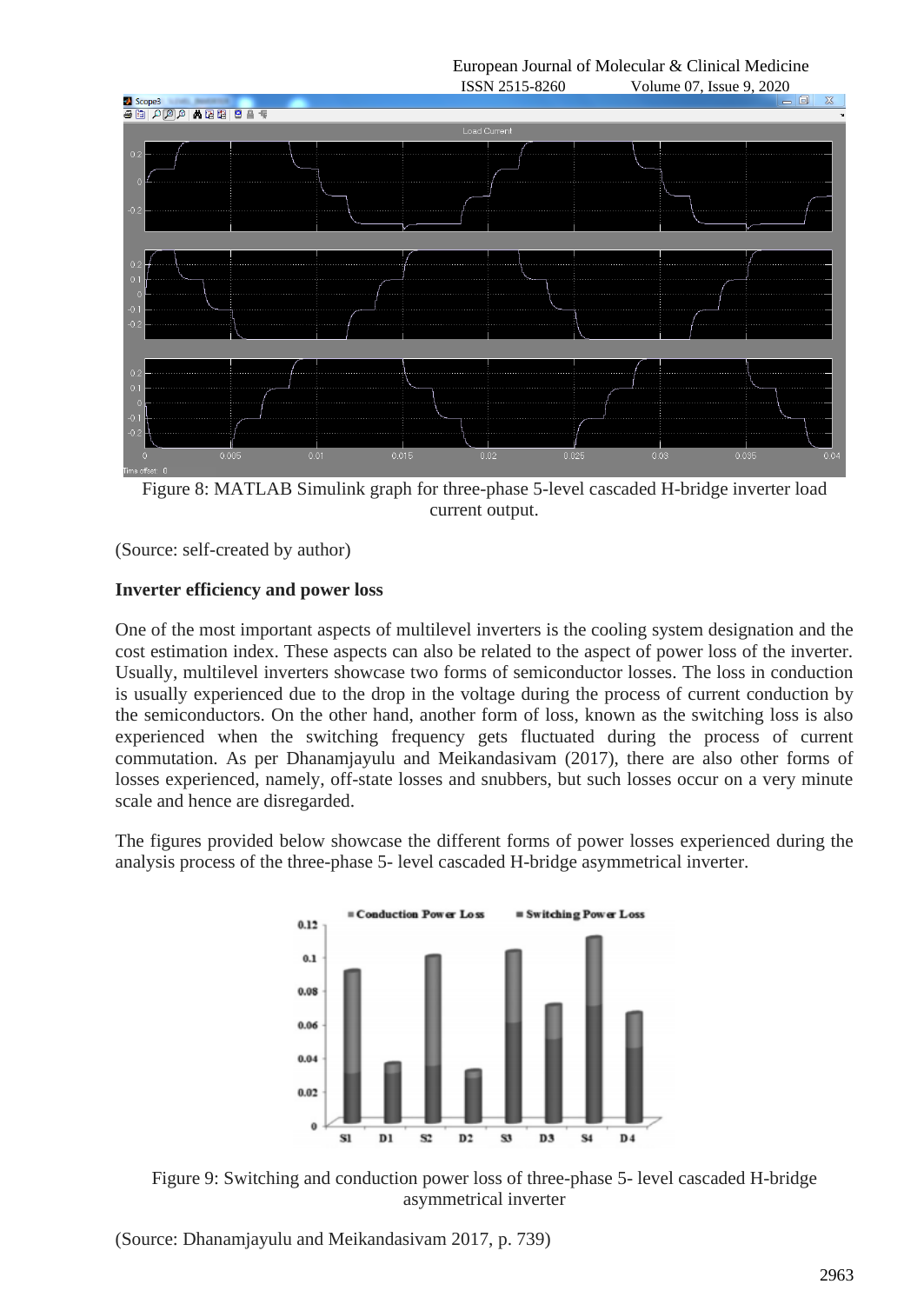Figure 8: MATLAB Simulink graph for three-phase 5-level cascaded H-bridge inverter load current output.

(Source: self-created by author)

**Inverter efficiency and power loss**

One of the most important aspects of multilevel inverters is the cooling system designation and the cost estimation index. These aspects can also be related to the aspect of power loss of the inverter. Usually, multilevel inverters showcase two forms of semiconductor losses. The loss in conduction is usually experienced due to the drop in the voltage during the process of current conduction by the semiconductors. On the other hand, another form of loss, known as the switching loss is also experienced when the switching frequency gets fluctuated during the process of current commutation. As per Dhanamjayulu and Meikandasivam (2017), there are also other forms of losses experienced, namely, off-state losses and snubbers, but such losses occur on a very minute scale and hence are disregarded.

The figures provided below showcase the different forms of power losses experienced during the analysis process of the three-phase 5- level cascaded H-bridge asymmetrical inverter.

Figure 9: Switching and conduction power loss of three-phase 5- level cascaded H-bridge asymmetrical inverter

(Source: Dhanamjayulu and Meikandasivam 2017, p. 739)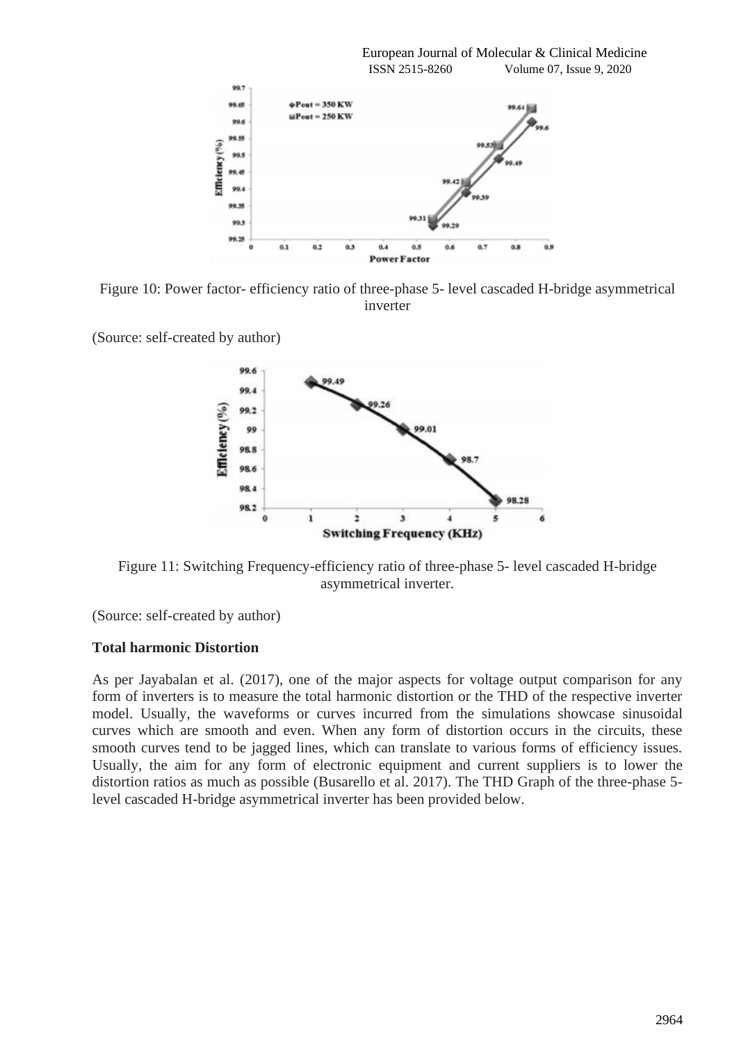Figure 10: Power factor- efficiency ratio of three-phase 5- level cascaded H-bridge asymmetrical inverter

(Source: self-created by author)

Figure 11: Switching Frequency-efficiency ratio of three-phase 5- level cascaded H-bridge asymmetrical inverter.

(Source: self-created by author)

**Total harmonic Distortion**

As per Jayabalan et al. (2017), one of the major aspects for voltage output comparison for any form of inverters is to measure the total harmonic distortion or the THD of the respective inverter model. Usually, the waveforms or curves incurred from the simulations showcase sinusoidal curves which are smooth and even. When any form of distortion occurs in the circuits, these smooth curves tend to be jagged lines, which can translate to various forms of efficiency issues. Usually, the aim for any form of electronic equipment and current suppliers is to lower the distortion ratios as much as possible (Busarello et al. 2017). The THD Graph of the three-phase 5-level cascaded H-bridge asymmetrical inverter has been provided below.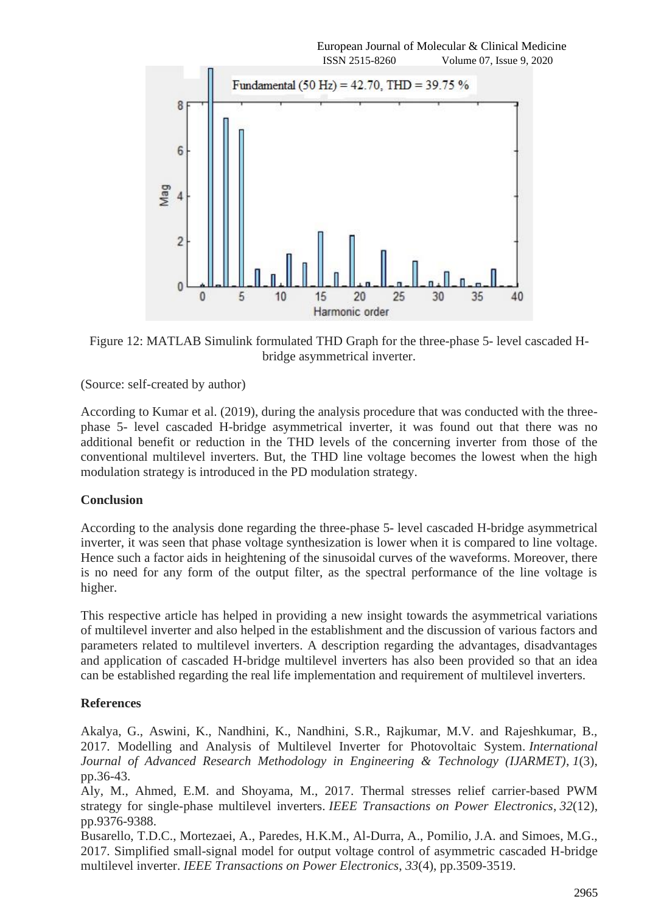Figure 12: MATLAB Simulink formulated THD Graph for the three-phase 5- level cascaded H-bridge asymmetrical inverter.

(Source: self-created by author)

According to Kumar et al. (2019), during the analysis procedure that was conducted with the three-phase 5- level cascaded H-bridge asymmetrical inverter, it was found out that there was no additional benefit or reduction in the THD levels of the concerning inverter from those of the conventional multilevel inverters. But, the THD line voltage becomes the lowest when the high modulation strategy is introduced in the PD modulation strategy.

## Conclusion

According to the analysis done regarding the three-phase 5- level cascaded H-bridge asymmetrical inverter, it was seen that phase voltage synthesization is lower when it is compared to line voltage. Hence such a factor aids in heightening of the sinusoidal curves of the waveforms. Moreover, there is no need for any form of the output filter, as the spectral performance of the line voltage is higher.

This respective article has helped in providing a new insight towards the asymmetrical variations of multilevel inverter and also helped in the establishment and the discussion of various factors and parameters related to multilevel inverters. A description regarding the advantages, disadvantages and application of cascaded H-bridge multilevel inverters has also been provided so that an idea can be established regarding the real life implementation and requirement of multilevel inverters.

## References

Akalya, G., Aswini, K., Nandhini, K., Nandhini, S.R., Rajkumar, M.V. and Rajeshkumar, B., 2017. Modelling and Analysis of Multilevel Inverter for Photovoltaic System. *International Journal of Advanced Research Methodology in Engineering & Technology (IJARMET)*, *1*(3), pp.36-43.

Aly, M., Ahmed, E.M. and Shoyama, M., 2017. Thermal stresses relief carrier-based PWM strategy for single-phase multilevel inverters. *IEEE Transactions on Power Electronics*, *32*(12), pp.9376-9388.

Busarello, T.D.C., Mortezaei, A., Paredes, H.K.M., Al-Durra, A., Pomilio, J.A. and Simoes, M.G., 2017. Simplified small-signal model for output voltage control of asymmetric cascaded H-bridge multilevel inverter. *IEEE Transactions on Power Electronics*, *33*(4), pp.3509-3519.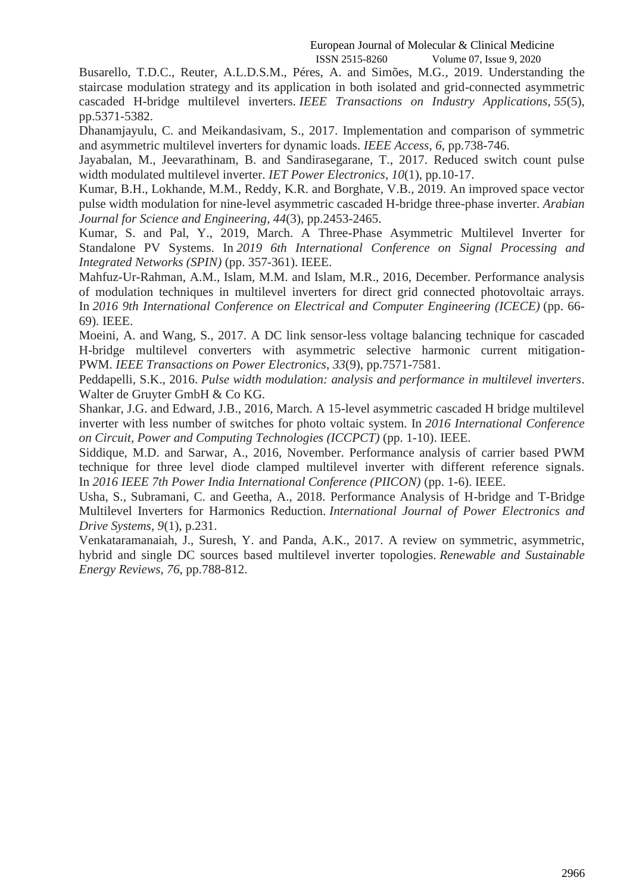Busarello, T.D.C., Reuter, A.L.D.S.M., Péres, A. and Simões, M.G., 2019. Understanding the staircase modulation strategy and its application in both isolated and grid-connected asymmetric cascaded H-bridge multilevel inverters. *IEEE Transactions on Industry Applications*, *55*(5), pp.5371-5382.

Dhanamjayulu, C. and Meikandasivam, S., 2017. Implementation and comparison of symmetric and asymmetric multilevel inverters for dynamic loads. *IEEE Access*, *6*, pp.738-746.

Jayabalan, M., Jeevarathinam, B. and Sandirasegarane, T., 2017. Reduced switch count pulse width modulated multilevel inverter. *IET Power Electronics*, *10*(1), pp.10-17.

Kumar, B.H., Lokhande, M.M., Reddy, K.R. and Borghate, V.B., 2019. An improved space vector pulse width modulation for nine-level asymmetric cascaded H-bridge three-phase inverter. *Arabian Journal for Science and Engineering*, *44*(3), pp.2453-2465.

Kumar, S. and Pal, Y., 2019, March. A Three-Phase Asymmetric Multilevel Inverter for Standalone PV Systems. In *2019 6th International Conference on Signal Processing and Integrated Networks (SPIN)* (pp. 357-361). IEEE.

Mahfuz-Ur-Rahman, A.M., Islam, M.M. and Islam, M.R., 2016, December. Performance analysis of modulation techniques in multilevel inverters for direct grid connected photovoltaic arrays. In *2016 9th International Conference on Electrical and Computer Engineering (ICECE)* (pp. 66-69). IEEE.

Moeini, A. and Wang, S., 2017. A DC link sensor-less voltage balancing technique for cascaded H-bridge multilevel converters with asymmetric selective harmonic current mitigation-PWM. *IEEE Transactions on Power Electronics*, *33*(9), pp.7571-7581.

Peddapelli, S.K., 2016. *Pulse width modulation: analysis and performance in multilevel inverters*. Walter de Gruyter GmbH & Co KG.

Shankar, J.G. and Edward, J.B., 2016, March. A 15-level asymmetric cascaded H bridge multilevel inverter with less number of switches for photo voltaic system. In *2016 International Conference on Circuit, Power and Computing Technologies (ICCPCT)* (pp. 1-10). IEEE.

Siddique, M.D. and Sarwar, A., 2016, November. Performance analysis of carrier based PWM technique for three level diode clamped multilevel inverter with different reference signals. In *2016 IEEE 7th Power India International Conference (PIICON)* (pp. 1-6). IEEE.

Usha, S., Subramani, C. and Geetha, A., 2018. Performance Analysis of H-bridge and T-Bridge Multilevel Inverters for Harmonics Reduction. *International Journal of Power Electronics and Drive Systems*, *9*(1), p.231.

Venkataramanaiah, J., Suresh, Y. and Panda, A.K., 2017. A review on symmetric, asymmetric, hybrid and single DC sources based multilevel inverter topologies. *Renewable and Sustainable Energy Reviews*, *76*, pp.788-812.